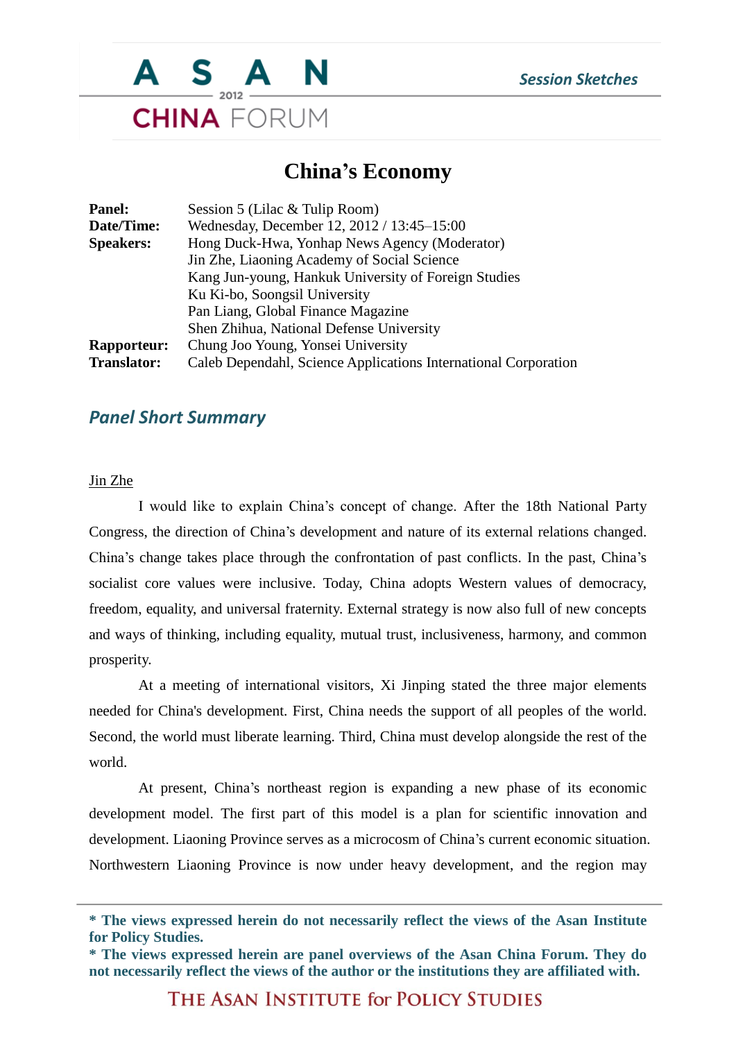# China's Economy

**Panel:** Session 5 (Lilac & Tulip Room)
**Date/Time:** Wednesday, December 12, 2012 / 13:45–15:00
**Speakers:** Hong Duck-Hwa, Yonhap News Agency (Moderator)
Jin Zhe, Liaoning Academy of Social Science
Kang Jun-young, Hankuk University of Foreign Studies
Ku Ki-bo, Soongsil University
Pan Liang, Global Finance Magazine
Shen Zhihua, National Defense University
**Rapporteur:** Chung Joo Young, Yonsei University
**Translator:** Caleb Dependahl, Science Applications International Corporation

## *Panel Short Summary*

Jin Zhe

I would like to explain China's concept of change. After the 18th National Party Congress, the direction of China's development and nature of its external relations changed. China's change takes place through the confrontation of past conflicts. In the past, China's socialist core values were inclusive. Today, China adopts Western values of democracy, freedom, equality, and universal fraternity. External strategy is now also full of new concepts and ways of thinking, including equality, mutual trust, inclusiveness, harmony, and common prosperity.

At a meeting of international visitors, Xi Jinping stated the three major elements needed for China's development. First, China needs the support of all peoples of the world. Second, the world must liberate learning. Third, China must develop alongside the rest of the world.

At present, China's northeast region is expanding a new phase of its economic development model. The first part of this model is a plan for scientific innovation and development. Liaoning Province serves as a microcosm of China's current economic situation. Northwestern Liaoning Province is now under heavy development, and the region may

**\* The views expressed herein do not necessarily reflect the views of the Asan Institute for Policy Studies.**
**\* The views expressed herein are panel overviews of the Asan China Forum. They do not necessarily reflect the views of the author or the institutions they are affiliated with.**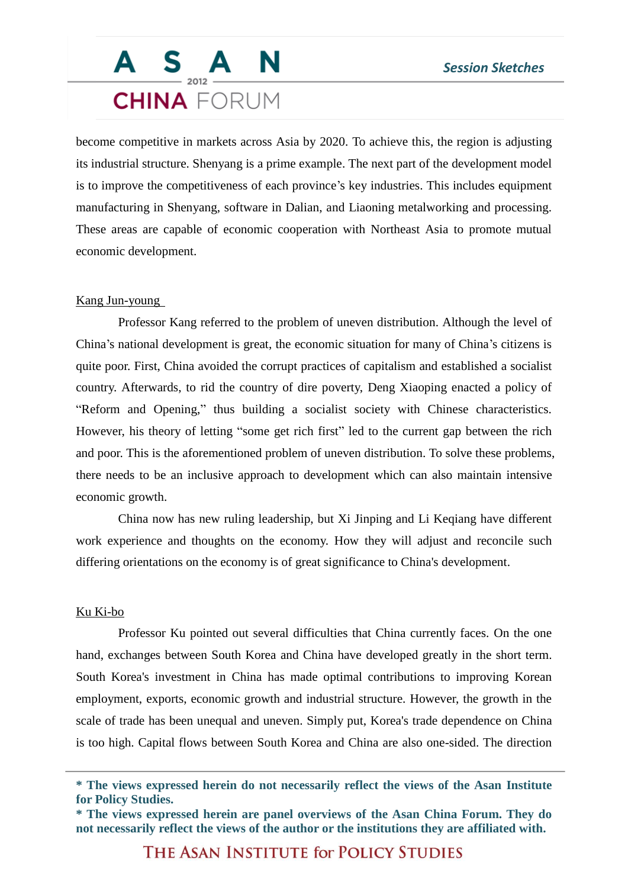become competitive in markets across Asia by 2020. To achieve this, the region is adjusting its industrial structure. Shenyang is a prime example. The next part of the development model is to improve the competitiveness of each province's key industries. This includes equipment manufacturing in Shenyang, software in Dalian, and Liaoning metalworking and processing. These areas are capable of economic cooperation with Northeast Asia to promote mutual economic development.

<u>Kang Jun-young</u>

Professor Kang referred to the problem of uneven distribution. Although the level of China's national development is great, the economic situation for many of China's citizens is quite poor. First, China avoided the corrupt practices of capitalism and established a socialist country. Afterwards, to rid the country of dire poverty, Deng Xiaoping enacted a policy of "Reform and Opening," thus building a socialist society with Chinese characteristics. However, his theory of letting "some get rich first" led to the current gap between the rich and poor. This is the aforementioned problem of uneven distribution. To solve these problems, there needs to be an inclusive approach to development which can also maintain intensive economic growth.

China now has new ruling leadership, but Xi Jinping and Li Keqiang have different work experience and thoughts on the economy. How they will adjust and reconcile such differing orientations on the economy is of great significance to China's development.

<u>Ku Ki-bo</u>

Professor Ku pointed out several difficulties that China currently faces. On the one hand, exchanges between South Korea and China have developed greatly in the short term. South Korea's investment in China has made optimal contributions to improving Korean employment, exports, economic growth and industrial structure. However, the growth in the scale of trade has been unequal and uneven. Simply put, Korea's trade dependence on China is too high. Capital flows between South Korea and China are also one-sided. The direction

**\* The views expressed herein do not necessarily reflect the views of the Asan Institute for Policy Studies.**

**\* The views expressed herein are panel overviews of the Asan China Forum. They do not necessarily reflect the views of the author or the institutions they are affiliated with.**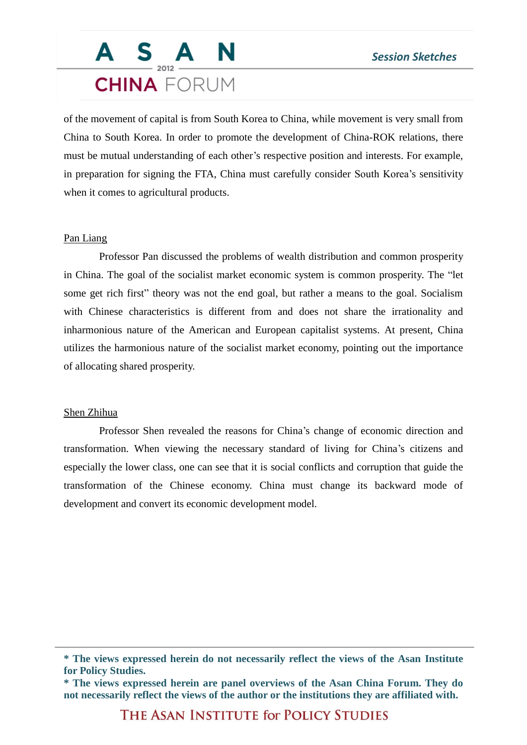of the movement of capital is from South Korea to China, while movement is very small from China to South Korea. In order to promote the development of China-ROK relations, there must be mutual understanding of each other's respective position and interests. For example, in preparation for signing the FTA, China must carefully consider South Korea's sensitivity when it comes to agricultural products.

<u>Pan Liang</u>

Professor Pan discussed the problems of wealth distribution and common prosperity in China. The goal of the socialist market economic system is common prosperity. The "let some get rich first" theory was not the end goal, but rather a means to the goal. Socialism with Chinese characteristics is different from and does not share the irrationality and inharmonious nature of the American and European capitalist systems. At present, China utilizes the harmonious nature of the socialist market economy, pointing out the importance of allocating shared prosperity.

<u>Shen Zhihua</u>

Professor Shen revealed the reasons for China's change of economic direction and transformation. When viewing the necessary standard of living for China's citizens and especially the lower class, one can see that it is social conflicts and corruption that guide the transformation of the Chinese economy. China must change its backward mode of development and convert its economic development model.

**\* The views expressed herein do not necessarily reflect the views of the Asan Institute for Policy Studies.**
**\* The views expressed herein are panel overviews of the Asan China Forum. They do not necessarily reflect the views of the author or the institutions they are affiliated with.**